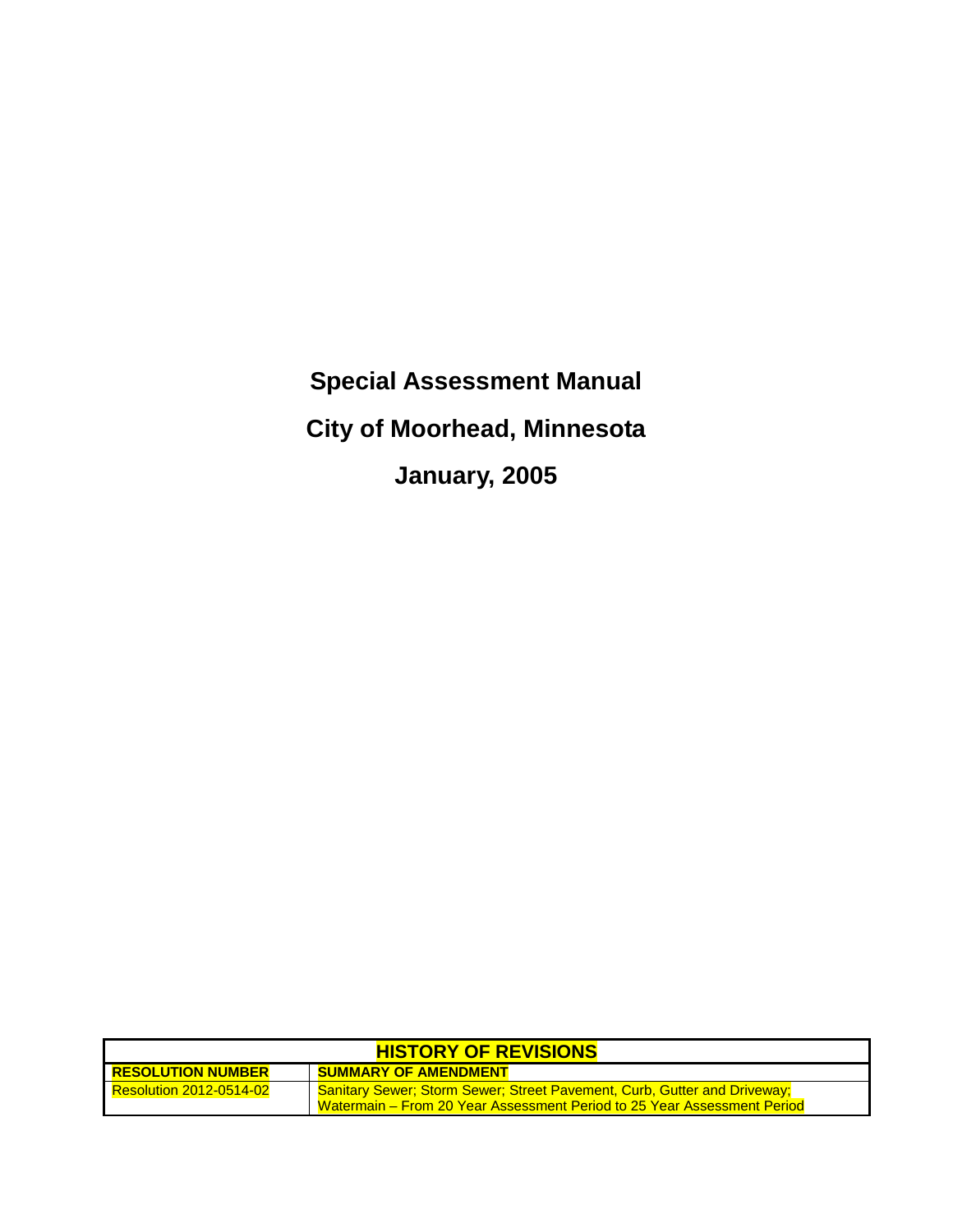# Special Assessment Manual

# City of Moorhead, Minnesota

# January, 2005

| HISTORY OF REVISIONS | |
|---|---|
| **RESOLUTION NUMBER** | **SUMMARY OF AMENDMENT** |
| Resolution 2012-0514-02 | Sanitary Sewer; Storm Sewer; Street Pavement, Curb, Gutter and Driveway; Watermain – From 20 Year Assessment Period to 25 Year Assessment Period |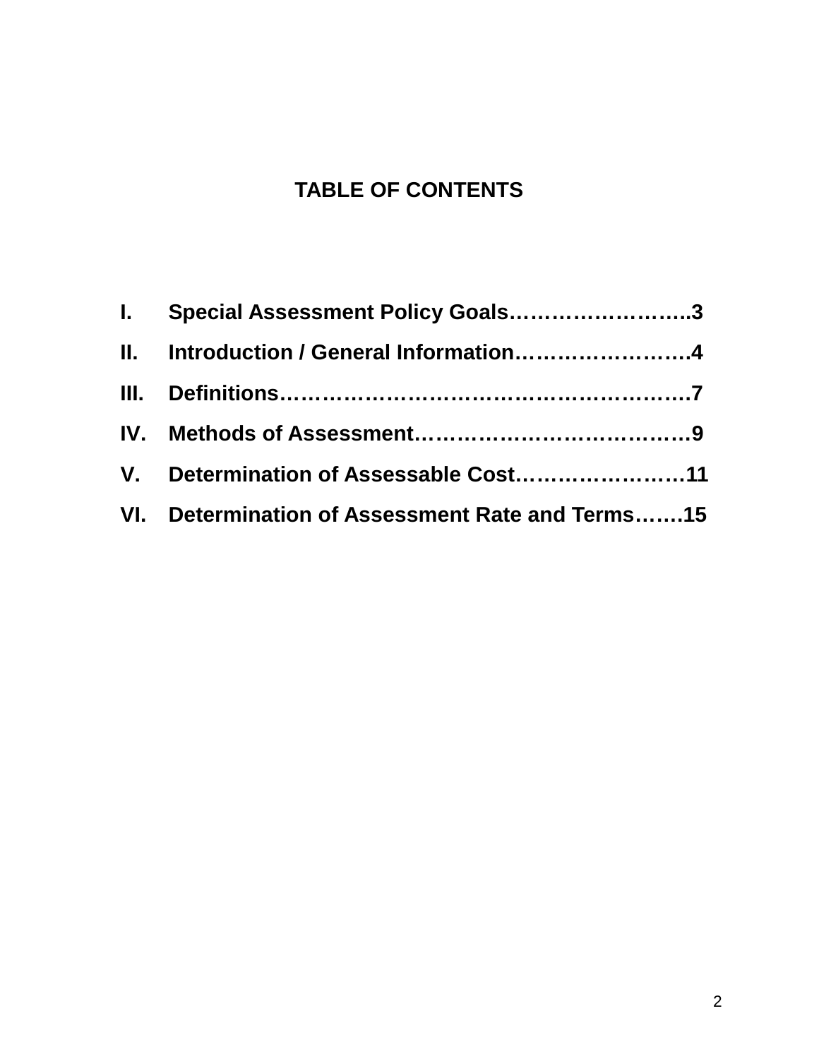# TABLE OF CONTENTS

**I. Special Assessment Policy Goals……………………..3**

**II. Introduction / General Information…………………….4**

**III. Definitions……………………………………………….7**

**IV. Methods of Assessment………………………………9**

**V. Determination of Assessable Cost……………………11**

**VI. Determination of Assessment Rate and Terms…….15**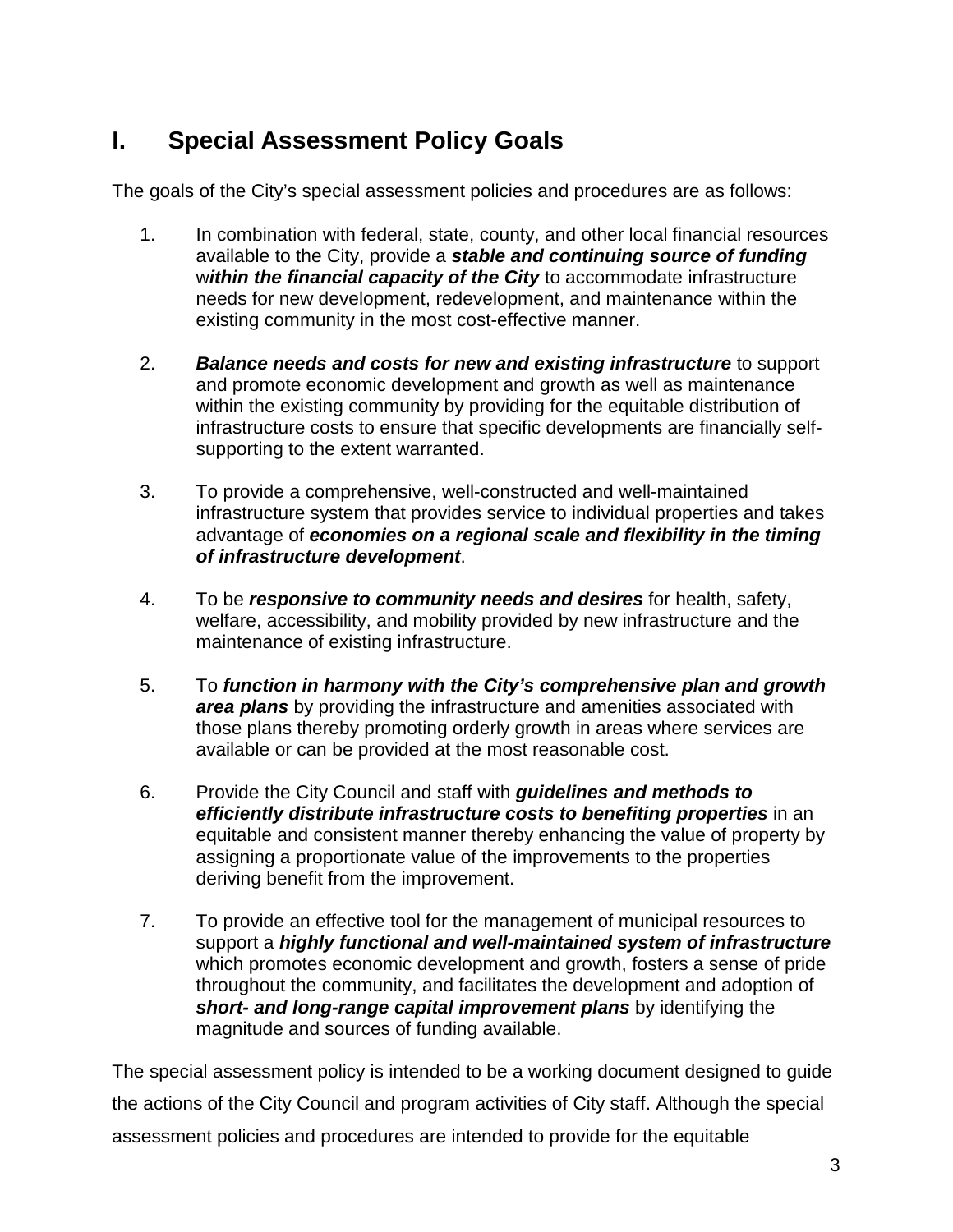# I. Special Assessment Policy Goals

The goals of the City's special assessment policies and procedures are as follows:

1. In combination with federal, state, county, and other local financial resources available to the City, provide a ***stable and continuing source of funding*** w***ithin the financial capacity of the City*** to accommodate infrastructure needs for new development, redevelopment, and maintenance within the existing community in the most cost-effective manner.

2. ***Balance needs and costs for new and existing infrastructure*** to support and promote economic development and growth as well as maintenance within the existing community by providing for the equitable distribution of infrastructure costs to ensure that specific developments are financially self-supporting to the extent warranted.

3. To provide a comprehensive, well-constructed and well-maintained infrastructure system that provides service to individual properties and takes advantage of ***economies on a regional scale and flexibility in the timing of infrastructure development***.

4. To be ***responsive to community needs and desires*** for health, safety, welfare, accessibility, and mobility provided by new infrastructure and the maintenance of existing infrastructure.

5. To ***function in harmony with the City's comprehensive plan and growth area plans*** by providing the infrastructure and amenities associated with those plans thereby promoting orderly growth in areas where services are available or can be provided at the most reasonable cost.

6. Provide the City Council and staff with ***guidelines and methods to efficiently distribute infrastructure costs to benefiting properties*** in an equitable and consistent manner thereby enhancing the value of property by assigning a proportionate value of the improvements to the properties deriving benefit from the improvement.

7. To provide an effective tool for the management of municipal resources to support a ***highly functional and well-maintained system of infrastructure*** which promotes economic development and growth, fosters a sense of pride throughout the community, and facilitates the development and adoption of ***short- and long-range capital improvement plans*** by identifying the magnitude and sources of funding available.

The special assessment policy is intended to be a working document designed to guide the actions of the City Council and program activities of City staff. Although the special assessment policies and procedures are intended to provide for the equitable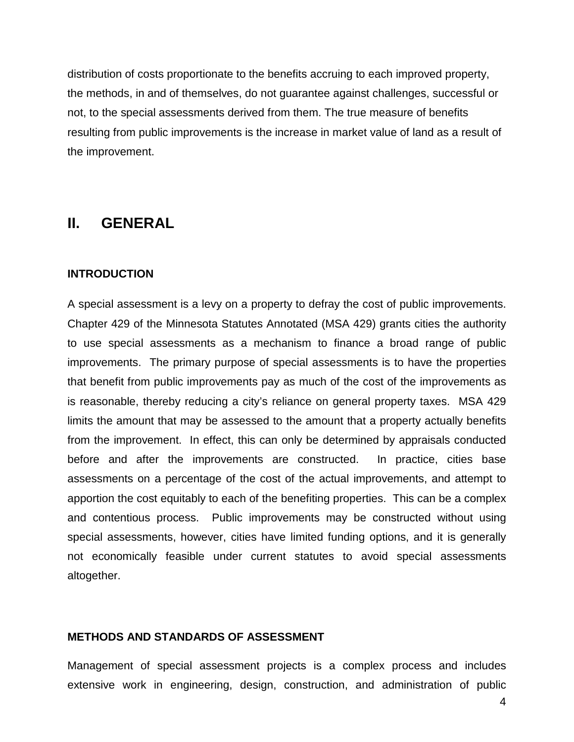distribution of costs proportionate to the benefits accruing to each improved property, the methods, in and of themselves, do not guarantee against challenges, successful or not, to the special assessments derived from them. The true measure of benefits resulting from public improvements is the increase in market value of land as a result of the improvement.

## II. GENERAL

### INTRODUCTION

A special assessment is a levy on a property to defray the cost of public improvements. Chapter 429 of the Minnesota Statutes Annotated (MSA 429) grants cities the authority to use special assessments as a mechanism to finance a broad range of public improvements. The primary purpose of special assessments is to have the properties that benefit from public improvements pay as much of the cost of the improvements as is reasonable, thereby reducing a city's reliance on general property taxes. MSA 429 limits the amount that may be assessed to the amount that a property actually benefits from the improvement. In effect, this can only be determined by appraisals conducted before and after the improvements are constructed. In practice, cities base assessments on a percentage of the cost of the actual improvements, and attempt to apportion the cost equitably to each of the benefiting properties. This can be a complex and contentious process. Public improvements may be constructed without using special assessments, however, cities have limited funding options, and it is generally not economically feasible under current statutes to avoid special assessments altogether.

### METHODS AND STANDARDS OF ASSESSMENT

Management of special assessment projects is a complex process and includes extensive work in engineering, design, construction, and administration of public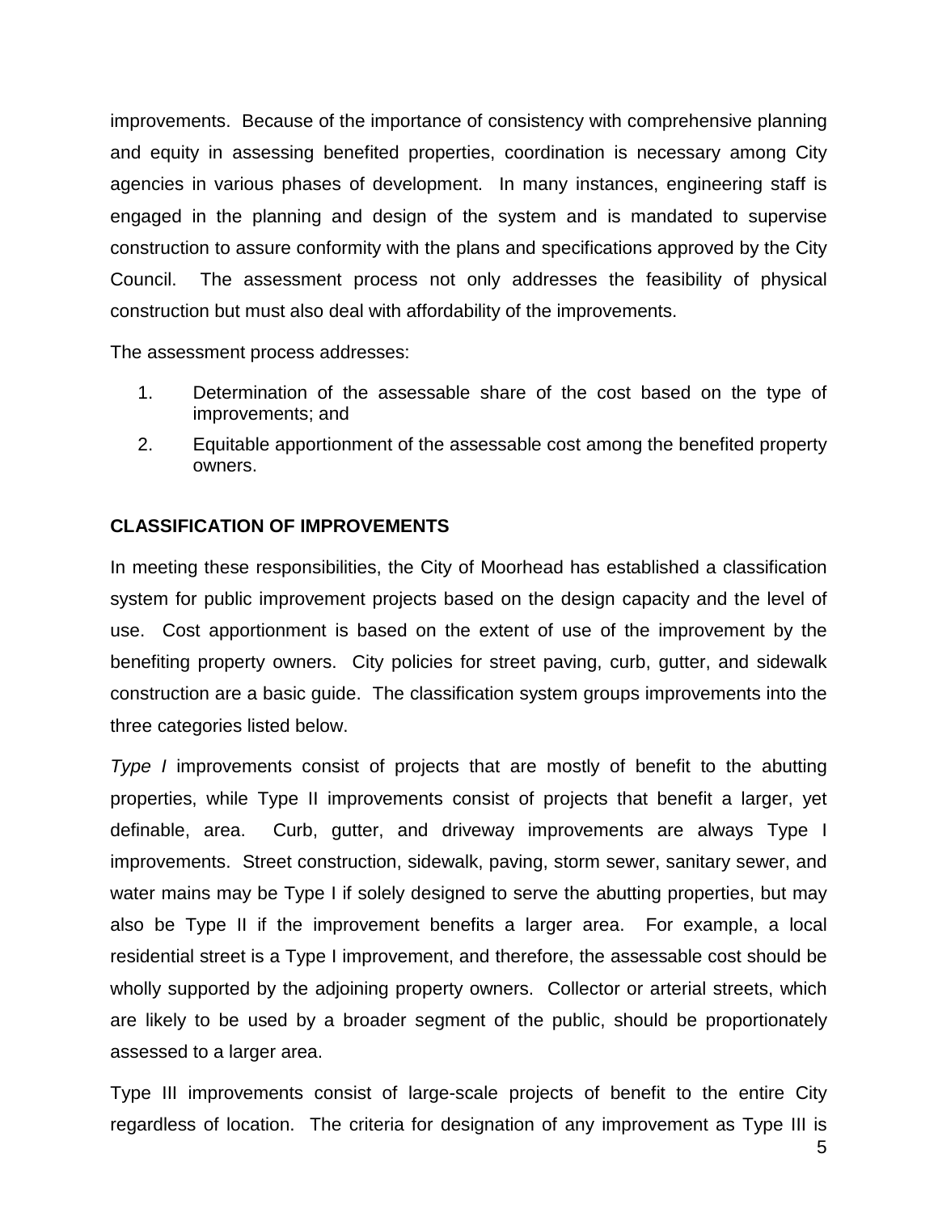improvements. Because of the importance of consistency with comprehensive planning and equity in assessing benefited properties, coordination is necessary among City agencies in various phases of development. In many instances, engineering staff is engaged in the planning and design of the system and is mandated to supervise construction to assure conformity with the plans and specifications approved by the City Council. The assessment process not only addresses the feasibility of physical construction but must also deal with affordability of the improvements.

The assessment process addresses:

1. Determination of the assessable share of the cost based on the type of improvements; and
2. Equitable apportionment of the assessable cost among the benefited property owners.

**CLASSIFICATION OF IMPROVEMENTS**

In meeting these responsibilities, the City of Moorhead has established a classification system for public improvement projects based on the design capacity and the level of use. Cost apportionment is based on the extent of use of the improvement by the benefiting property owners. City policies for street paving, curb, gutter, and sidewalk construction are a basic guide. The classification system groups improvements into the three categories listed below.

*Type I* improvements consist of projects that are mostly of benefit to the abutting properties, while Type II improvements consist of projects that benefit a larger, yet definable, area. Curb, gutter, and driveway improvements are always Type I improvements. Street construction, sidewalk, paving, storm sewer, sanitary sewer, and water mains may be Type I if solely designed to serve the abutting properties, but may also be Type II if the improvement benefits a larger area. For example, a local residential street is a Type I improvement, and therefore, the assessable cost should be wholly supported by the adjoining property owners. Collector or arterial streets, which are likely to be used by a broader segment of the public, should be proportionately assessed to a larger area.

Type III improvements consist of large-scale projects of benefit to the entire City regardless of location. The criteria for designation of any improvement as Type III is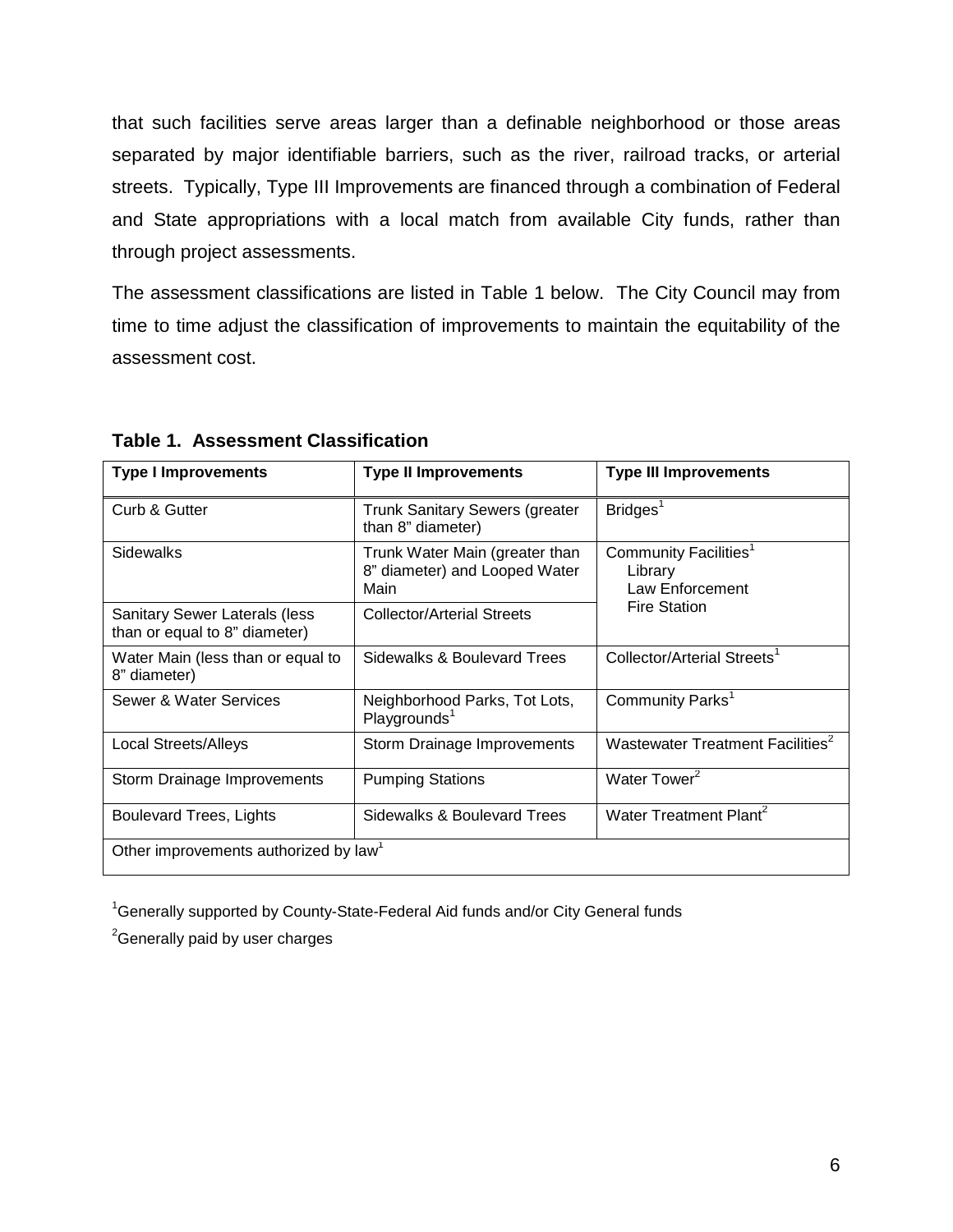that such facilities serve areas larger than a definable neighborhood or those areas separated by major identifiable barriers, such as the river, railroad tracks, or arterial streets. Typically, Type III Improvements are financed through a combination of Federal and State appropriations with a local match from available City funds, rather than through project assessments.

The assessment classifications are listed in Table 1 below. The City Council may from time to time adjust the classification of improvements to maintain the equitability of the assessment cost.

**Table 1. Assessment Classification**

| Type I Improvements | Type II Improvements | Type III Improvements |
|---|---|---|
| Curb & Gutter | Trunk Sanitary Sewers (greater than 8" diameter) | Bridges[1] |
| Sidewalks | Trunk Water Main (greater than 8" diameter) and Looped Water Main | Community Facilities[1] Library Law Enforcement Fire Station |
| Sanitary Sewer Laterals (less than or equal to 8" diameter) | Collector/Arterial Streets | |
| Water Main (less than or equal to 8" diameter) | Sidewalks & Boulevard Trees | Collector/Arterial Streets[1] |
| Sewer & Water Services | Neighborhood Parks, Tot Lots, Playgrounds[1] | Community Parks[1] |
| Local Streets/Alleys | Storm Drainage Improvements | Wastewater Treatment Facilities[2] |
| Storm Drainage Improvements | Pumping Stations | Water Tower[2] |
| Boulevard Trees, Lights | Sidewalks & Boulevard Trees | Water Treatment Plant[2] |
| Other improvements authorized by law[1] | | |

[1]Generally supported by County-State-Federal Aid funds and/or City General funds

[2]Generally paid by user charges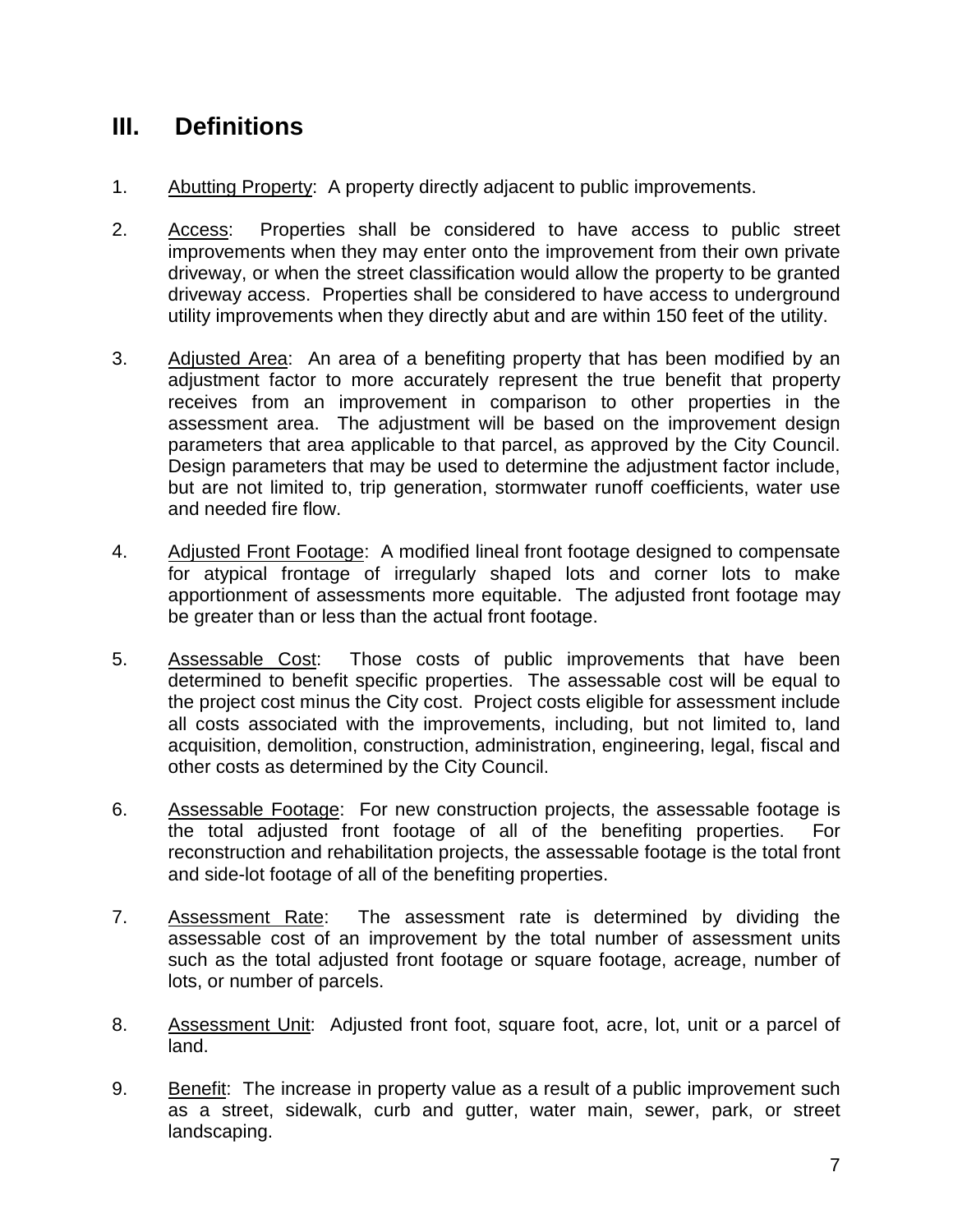## III. Definitions

1. Abutting Property: A property directly adjacent to public improvements.

2. Access: Properties shall be considered to have access to public street improvements when they may enter onto the improvement from their own private driveway, or when the street classification would allow the property to be granted driveway access. Properties shall be considered to have access to underground utility improvements when they directly abut and are within 150 feet of the utility.

3. Adjusted Area: An area of a benefiting property that has been modified by an adjustment factor to more accurately represent the true benefit that property receives from an improvement in comparison to other properties in the assessment area. The adjustment will be based on the improvement design parameters that area applicable to that parcel, as approved by the City Council. Design parameters that may be used to determine the adjustment factor include, but are not limited to, trip generation, stormwater runoff coefficients, water use and needed fire flow.

4. Adjusted Front Footage: A modified lineal front footage designed to compensate for atypical frontage of irregularly shaped lots and corner lots to make apportionment of assessments more equitable. The adjusted front footage may be greater than or less than the actual front footage.

5. Assessable Cost: Those costs of public improvements that have been determined to benefit specific properties. The assessable cost will be equal to the project cost minus the City cost. Project costs eligible for assessment include all costs associated with the improvements, including, but not limited to, land acquisition, demolition, construction, administration, engineering, legal, fiscal and other costs as determined by the City Council.

6. Assessable Footage: For new construction projects, the assessable footage is the total adjusted front footage of all of the benefiting properties. For reconstruction and rehabilitation projects, the assessable footage is the total front and side-lot footage of all of the benefiting properties.

7. Assessment Rate: The assessment rate is determined by dividing the assessable cost of an improvement by the total number of assessment units such as the total adjusted front footage or square footage, acreage, number of lots, or number of parcels.

8. Assessment Unit: Adjusted front foot, square foot, acre, lot, unit or a parcel of land.

9. Benefit: The increase in property value as a result of a public improvement such as a street, sidewalk, curb and gutter, water main, sewer, park, or street landscaping.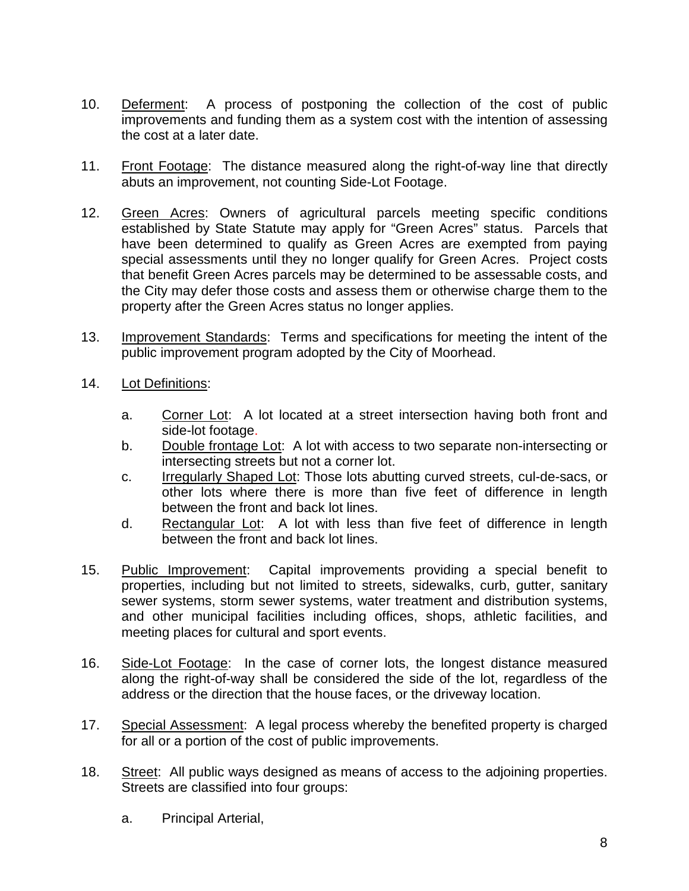10. Deferment: A process of postponing the collection of the cost of public improvements and funding them as a system cost with the intention of assessing the cost at a later date.

11. Front Footage: The distance measured along the right-of-way line that directly abuts an improvement, not counting Side-Lot Footage.

12. Green Acres: Owners of agricultural parcels meeting specific conditions established by State Statute may apply for "Green Acres" status. Parcels that have been determined to qualify as Green Acres are exempted from paying special assessments until they no longer qualify for Green Acres. Project costs that benefit Green Acres parcels may be determined to be assessable costs, and the City may defer those costs and assess them or otherwise charge them to the property after the Green Acres status no longer applies.

13. Improvement Standards: Terms and specifications for meeting the intent of the public improvement program adopted by the City of Moorhead.

14. Lot Definitions:

    a. Corner Lot: A lot located at a street intersection having both front and side-lot footage.
    b. Double frontage Lot: A lot with access to two separate non-intersecting or intersecting streets but not a corner lot.
    c. Irregularly Shaped Lot: Those lots abutting curved streets, cul-de-sacs, or other lots where there is more than five feet of difference in length between the front and back lot lines.
    d. Rectangular Lot: A lot with less than five feet of difference in length between the front and back lot lines.

15. Public Improvement: Capital improvements providing a special benefit to properties, including but not limited to streets, sidewalks, curb, gutter, sanitary sewer systems, storm sewer systems, water treatment and distribution systems, and other municipal facilities including offices, shops, athletic facilities, and meeting places for cultural and sport events.

16. Side-Lot Footage: In the case of corner lots, the longest distance measured along the right-of-way shall be considered the side of the lot, regardless of the address or the direction that the house faces, or the driveway location.

17. Special Assessment: A legal process whereby the benefited property is charged for all or a portion of the cost of public improvements.

18. Street: All public ways designed as means of access to the adjoining properties. Streets are classified into four groups:

    a. Principal Arterial,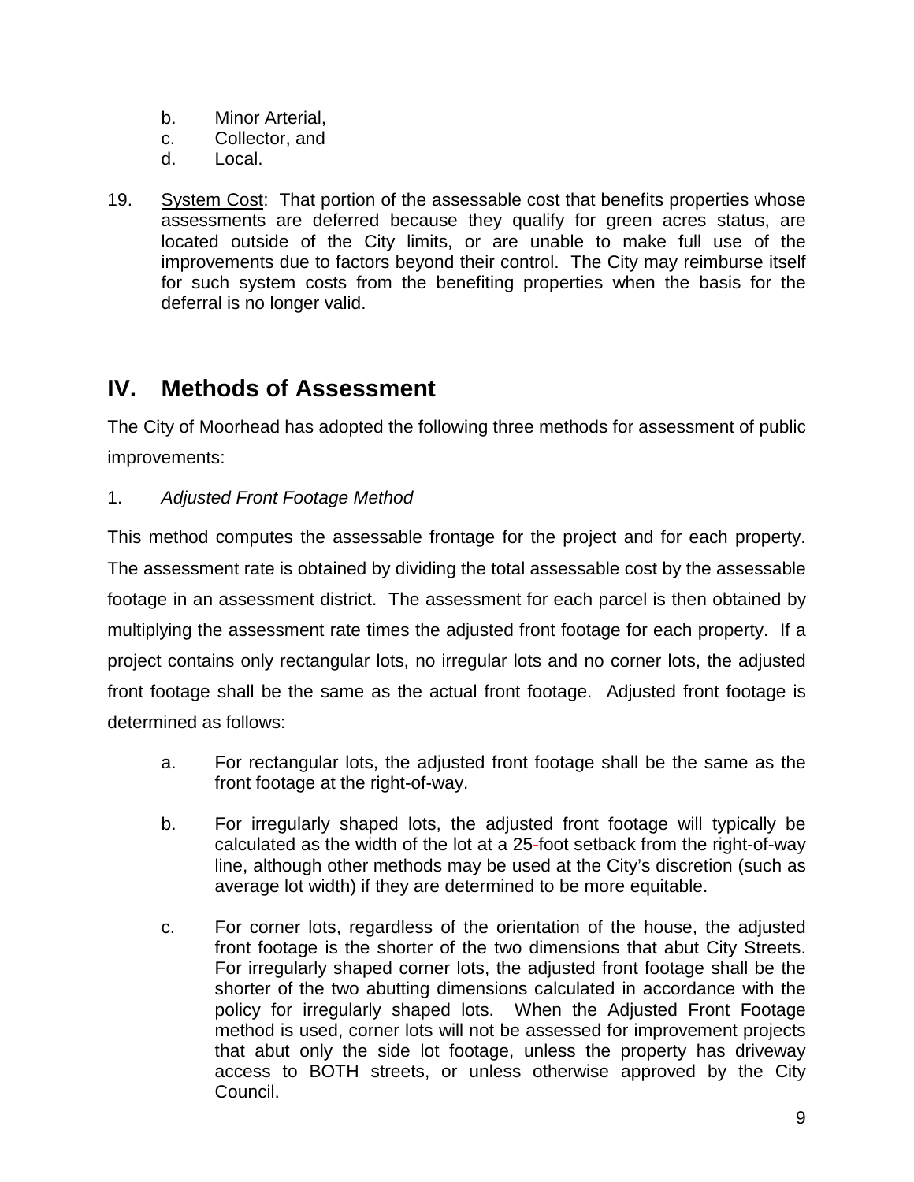b. Minor Arterial,
c. Collector, and
d. Local.

19. System Cost: That portion of the assessable cost that benefits properties whose assessments are deferred because they qualify for green acres status, are located outside of the City limits, or are unable to make full use of the improvements due to factors beyond their control. The City may reimburse itself for such system costs from the benefiting properties when the basis for the deferral is no longer valid.

## IV. Methods of Assessment

The City of Moorhead has adopted the following three methods for assessment of public improvements:

1. *Adjusted Front Footage Method*

This method computes the assessable frontage for the project and for each property. The assessment rate is obtained by dividing the total assessable cost by the assessable footage in an assessment district. The assessment for each parcel is then obtained by multiplying the assessment rate times the adjusted front footage for each property. If a project contains only rectangular lots, no irregular lots and no corner lots, the adjusted front footage shall be the same as the actual front footage. Adjusted front footage is determined as follows:

a. For rectangular lots, the adjusted front footage shall be the same as the front footage at the right-of-way.

b. For irregularly shaped lots, the adjusted front footage will typically be calculated as the width of the lot at a 25-foot setback from the right-of-way line, although other methods may be used at the City's discretion (such as average lot width) if they are determined to be more equitable.

c. For corner lots, regardless of the orientation of the house, the adjusted front footage is the shorter of the two dimensions that abut City Streets. For irregularly shaped corner lots, the adjusted front footage shall be the shorter of the two abutting dimensions calculated in accordance with the policy for irregularly shaped lots. When the Adjusted Front Footage method is used, corner lots will not be assessed for improvement projects that abut only the side lot footage, unless the property has driveway access to BOTH streets, or unless otherwise approved by the City Council.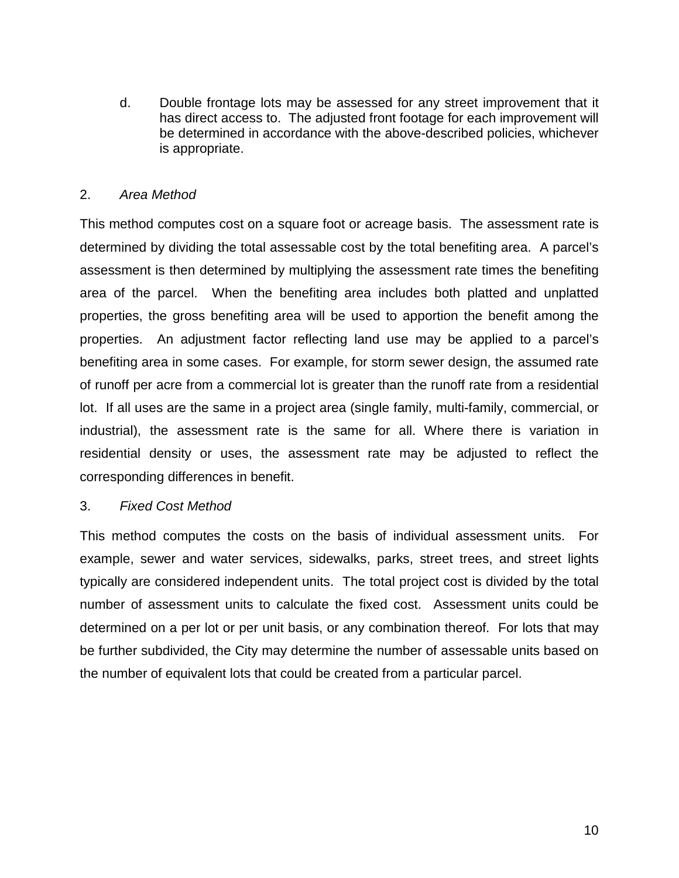d. Double frontage lots may be assessed for any street improvement that it has direct access to. The adjusted front footage for each improvement will be determined in accordance with the above-described policies, whichever is appropriate.

2. *Area Method*

This method computes cost on a square foot or acreage basis. The assessment rate is determined by dividing the total assessable cost by the total benefiting area. A parcel's assessment is then determined by multiplying the assessment rate times the benefiting area of the parcel. When the benefiting area includes both platted and unplatted properties, the gross benefiting area will be used to apportion the benefit among the properties. An adjustment factor reflecting land use may be applied to a parcel's benefiting area in some cases. For example, for storm sewer design, the assumed rate of runoff per acre from a commercial lot is greater than the runoff rate from a residential lot. If all uses are the same in a project area (single family, multi-family, commercial, or industrial), the assessment rate is the same for all. Where there is variation in residential density or uses, the assessment rate may be adjusted to reflect the corresponding differences in benefit.

3. *Fixed Cost Method*

This method computes the costs on the basis of individual assessment units. For example, sewer and water services, sidewalks, parks, street trees, and street lights typically are considered independent units. The total project cost is divided by the total number of assessment units to calculate the fixed cost. Assessment units could be determined on a per lot or per unit basis, or any combination thereof. For lots that may be further subdivided, the City may determine the number of assessable units based on the number of equivalent lots that could be created from a particular parcel.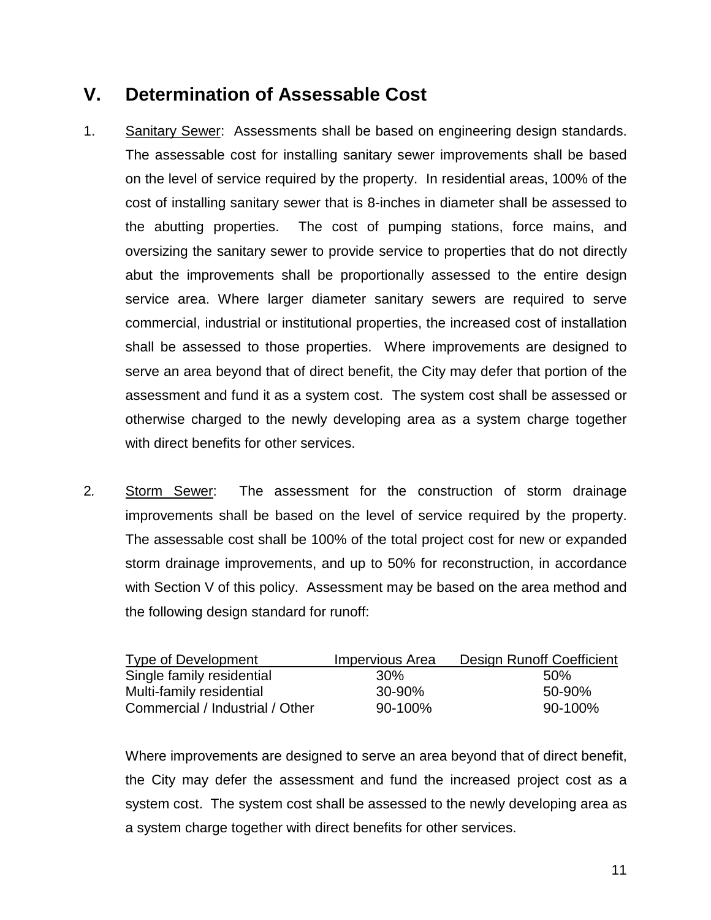## V. Determination of Assessable Cost

1. Sanitary Sewer: Assessments shall be based on engineering design standards. The assessable cost for installing sanitary sewer improvements shall be based on the level of service required by the property. In residential areas, 100% of the cost of installing sanitary sewer that is 8-inches in diameter shall be assessed to the abutting properties. The cost of pumping stations, force mains, and oversizing the sanitary sewer to provide service to properties that do not directly abut the improvements shall be proportionally assessed to the entire design service area. Where larger diameter sanitary sewers are required to serve commercial, industrial or institutional properties, the increased cost of installation shall be assessed to those properties. Where improvements are designed to serve an area beyond that of direct benefit, the City may defer that portion of the assessment and fund it as a system cost. The system cost shall be assessed or otherwise charged to the newly developing area as a system charge together with direct benefits for other services.

2. Storm Sewer: The assessment for the construction of storm drainage improvements shall be based on the level of service required by the property. The assessable cost shall be 100% of the total project cost for new or expanded storm drainage improvements, and up to 50% for reconstruction, in accordance with Section V of this policy. Assessment may be based on the area method and the following design standard for runoff:

| Type of Development | Impervious Area | Design Runoff Coefficient |
|---|---|---|
| Single family residential | 30% | 50% |
| Multi-family residential | 30-90% | 50-90% |
| Commercial / Industrial / Other | 90-100% | 90-100% |

   Where improvements are designed to serve an area beyond that of direct benefit, the City may defer the assessment and fund the increased project cost as a system cost. The system cost shall be assessed to the newly developing area as a system charge together with direct benefits for other services.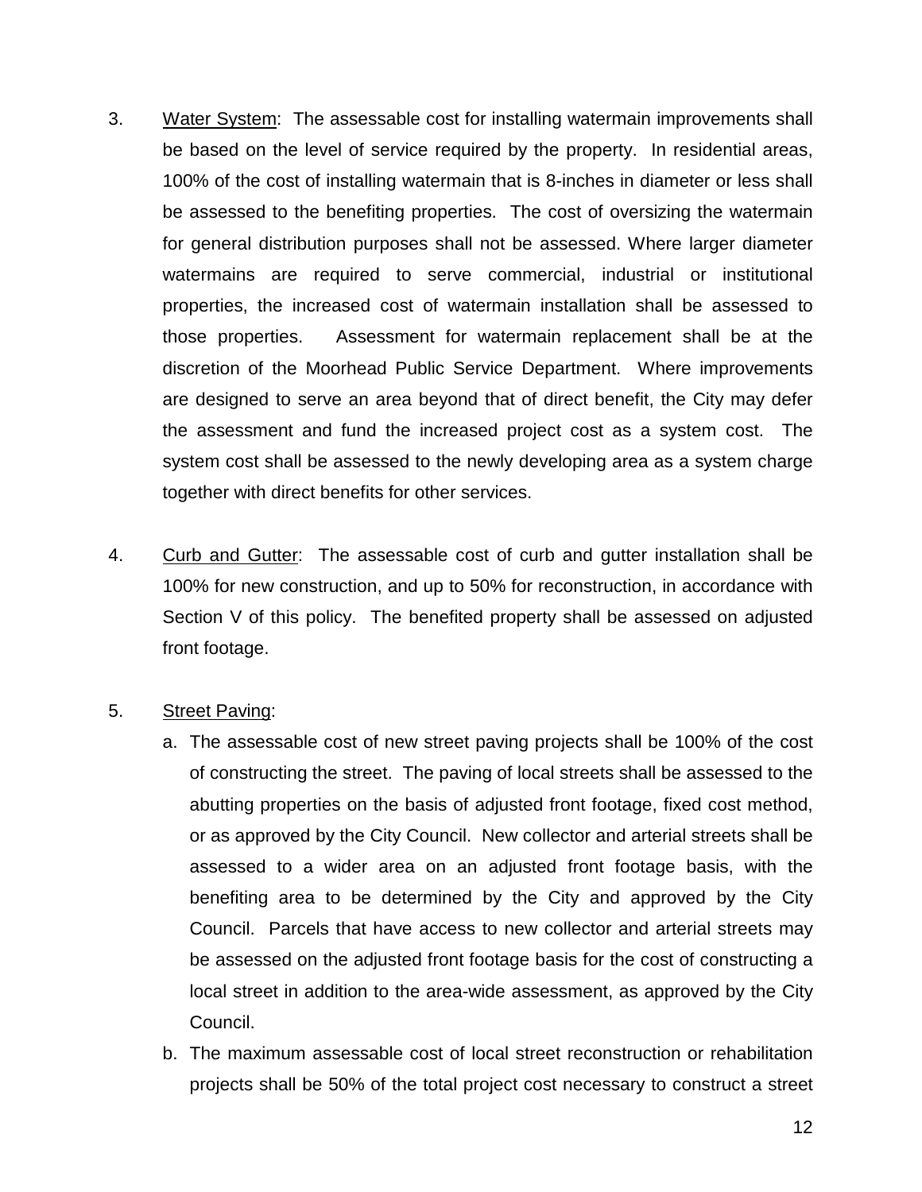3. <u>Water System</u>: The assessable cost for installing watermain improvements shall be based on the level of service required by the property. In residential areas, 100% of the cost of installing watermain that is 8-inches in diameter or less shall be assessed to the benefiting properties. The cost of oversizing the watermain for general distribution purposes shall not be assessed. Where larger diameter watermains are required to serve commercial, industrial or institutional properties, the increased cost of watermain installation shall be assessed to those properties. Assessment for watermain replacement shall be at the discretion of the Moorhead Public Service Department. Where improvements are designed to serve an area beyond that of direct benefit, the City may defer the assessment and fund the increased project cost as a system cost. The system cost shall be assessed to the newly developing area as a system charge together with direct benefits for other services.

4. <u>Curb and Gutter</u>: The assessable cost of curb and gutter installation shall be 100% for new construction, and up to 50% for reconstruction, in accordance with Section V of this policy. The benefited property shall be assessed on adjusted front footage.

5. <u>Street Paving</u>:
   a. The assessable cost of new street paving projects shall be 100% of the cost of constructing the street. The paving of local streets shall be assessed to the abutting properties on the basis of adjusted front footage, fixed cost method, or as approved by the City Council. New collector and arterial streets shall be assessed to a wider area on an adjusted front footage basis, with the benefiting area to be determined by the City and approved by the City Council. Parcels that have access to new collector and arterial streets may be assessed on the adjusted front footage basis for the cost of constructing a local street in addition to the area-wide assessment, as approved by the City Council.
   b. The maximum assessable cost of local street reconstruction or rehabilitation projects shall be 50% of the total project cost necessary to construct a street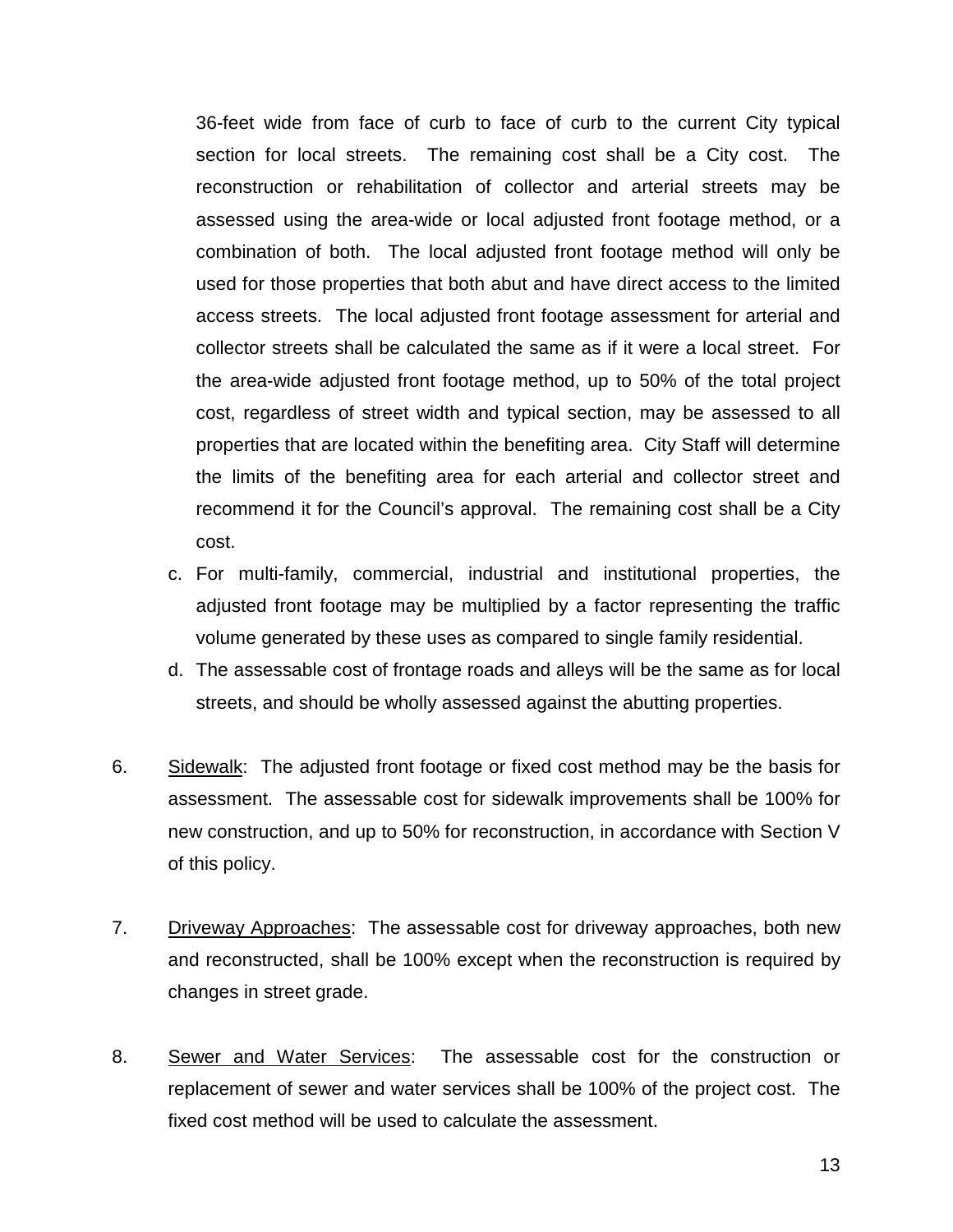36-feet wide from face of curb to face of curb to the current City typical section for local streets. The remaining cost shall be a City cost. The reconstruction or rehabilitation of collector and arterial streets may be assessed using the area-wide or local adjusted front footage method, or a combination of both. The local adjusted front footage method will only be used for those properties that both abut and have direct access to the limited access streets. The local adjusted front footage assessment for arterial and collector streets shall be calculated the same as if it were a local street. For the area-wide adjusted front footage method, up to 50% of the total project cost, regardless of street width and typical section, may be assessed to all properties that are located within the benefiting area. City Staff will determine the limits of the benefiting area for each arterial and collector street and recommend it for the Council's approval. The remaining cost shall be a City cost.

c. For multi-family, commercial, industrial and institutional properties, the adjusted front footage may be multiplied by a factor representing the traffic volume generated by these uses as compared to single family residential.

d. The assessable cost of frontage roads and alleys will be the same as for local streets, and should be wholly assessed against the abutting properties.

6. Sidewalk: The adjusted front footage or fixed cost method may be the basis for assessment. The assessable cost for sidewalk improvements shall be 100% for new construction, and up to 50% for reconstruction, in accordance with Section V of this policy.

7. Driveway Approaches: The assessable cost for driveway approaches, both new and reconstructed, shall be 100% except when the reconstruction is required by changes in street grade.

8. Sewer and Water Services: The assessable cost for the construction or replacement of sewer and water services shall be 100% of the project cost. The fixed cost method will be used to calculate the assessment.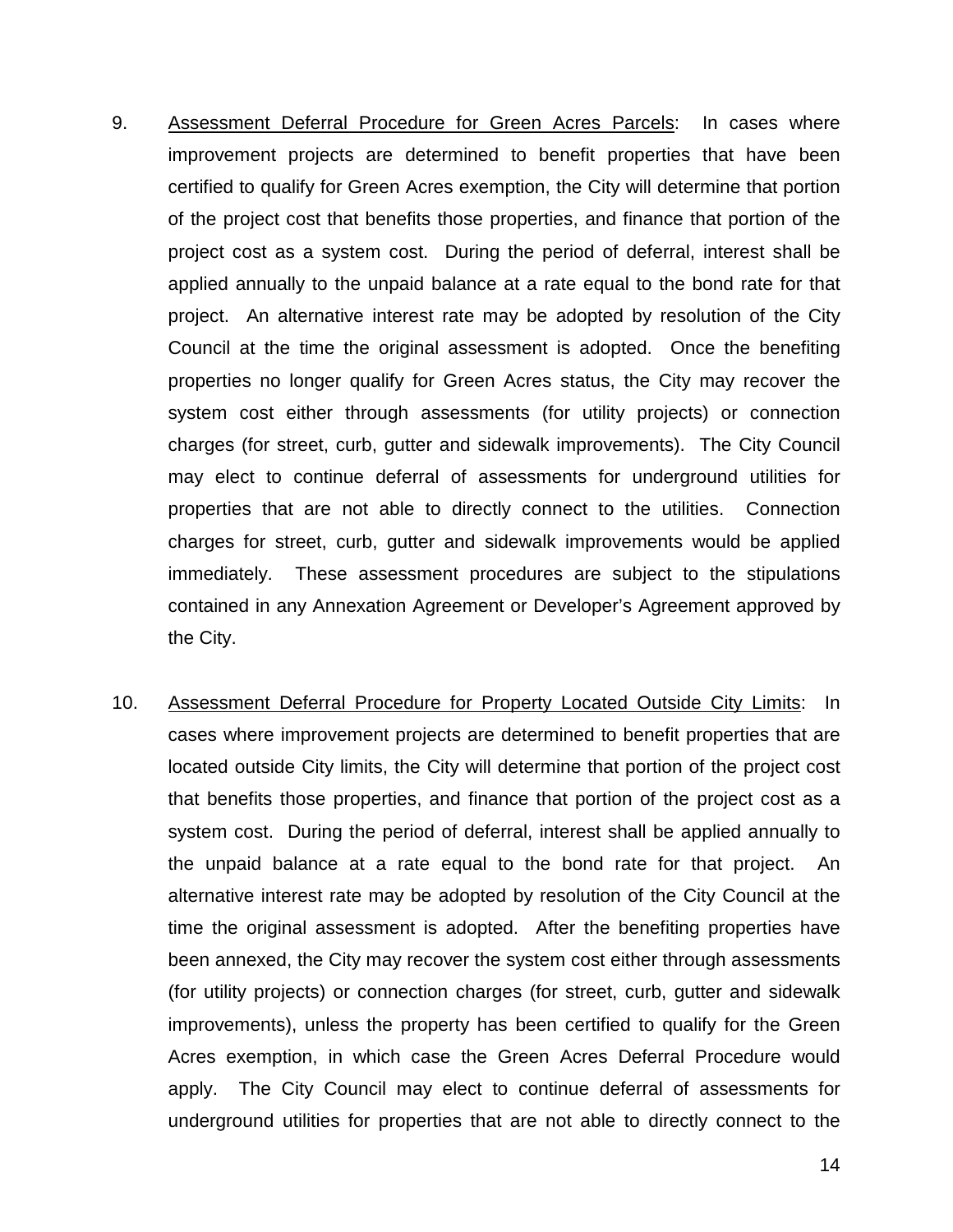9. <u>Assessment Deferral Procedure for Green Acres Parcels</u>: In cases where improvement projects are determined to benefit properties that have been certified to qualify for Green Acres exemption, the City will determine that portion of the project cost that benefits those properties, and finance that portion of the project cost as a system cost. During the period of deferral, interest shall be applied annually to the unpaid balance at a rate equal to the bond rate for that project. An alternative interest rate may be adopted by resolution of the City Council at the time the original assessment is adopted. Once the benefiting properties no longer qualify for Green Acres status, the City may recover the system cost either through assessments (for utility projects) or connection charges (for street, curb, gutter and sidewalk improvements). The City Council may elect to continue deferral of assessments for underground utilities for properties that are not able to directly connect to the utilities. Connection charges for street, curb, gutter and sidewalk improvements would be applied immediately. These assessment procedures are subject to the stipulations contained in any Annexation Agreement or Developer's Agreement approved by the City.

10. <u>Assessment Deferral Procedure for Property Located Outside City Limits</u>: In cases where improvement projects are determined to benefit properties that are located outside City limits, the City will determine that portion of the project cost that benefits those properties, and finance that portion of the project cost as a system cost. During the period of deferral, interest shall be applied annually to the unpaid balance at a rate equal to the bond rate for that project. An alternative interest rate may be adopted by resolution of the City Council at the time the original assessment is adopted. After the benefiting properties have been annexed, the City may recover the system cost either through assessments (for utility projects) or connection charges (for street, curb, gutter and sidewalk improvements), unless the property has been certified to qualify for the Green Acres exemption, in which case the Green Acres Deferral Procedure would apply. The City Council may elect to continue deferral of assessments for underground utilities for properties that are not able to directly connect to the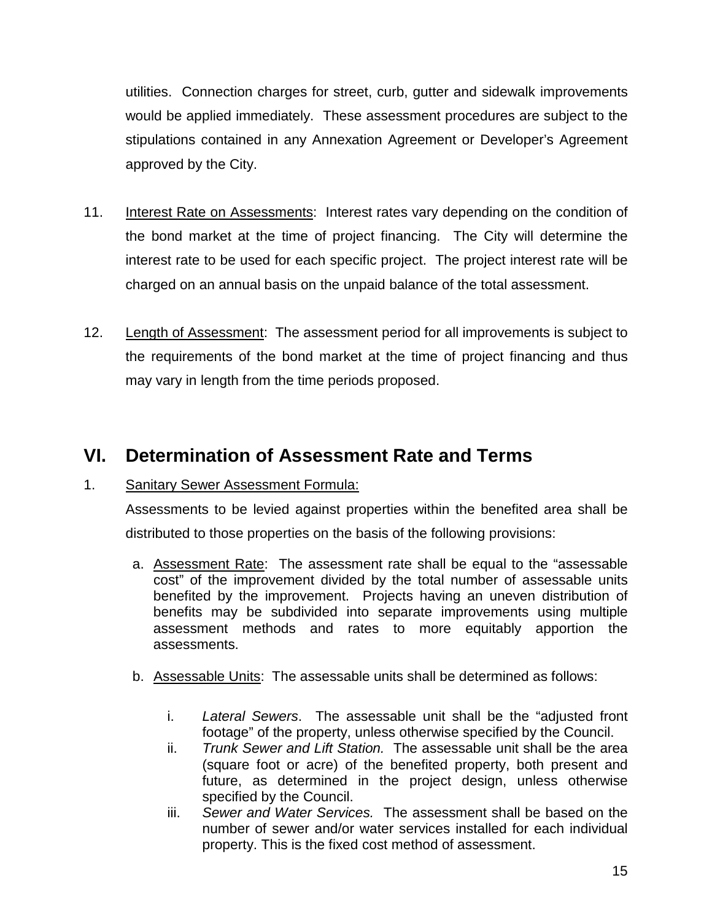utilities. Connection charges for street, curb, gutter and sidewalk improvements would be applied immediately. These assessment procedures are subject to the stipulations contained in any Annexation Agreement or Developer's Agreement approved by the City.

11. Interest Rate on Assessments: Interest rates vary depending on the condition of the bond market at the time of project financing. The City will determine the interest rate to be used for each specific project. The project interest rate will be charged on an annual basis on the unpaid balance of the total assessment.

12. Length of Assessment: The assessment period for all improvements is subject to the requirements of the bond market at the time of project financing and thus may vary in length from the time periods proposed.

## VI. Determination of Assessment Rate and Terms

1. Sanitary Sewer Assessment Formula:

   Assessments to be levied against properties within the benefited area shall be distributed to those properties on the basis of the following provisions:

   a. Assessment Rate: The assessment rate shall be equal to the "assessable cost" of the improvement divided by the total number of assessable units benefited by the improvement. Projects having an uneven distribution of benefits may be subdivided into separate improvements using multiple assessment methods and rates to more equitably apportion the assessments.

   b. Assessable Units: The assessable units shall be determined as follows:

      i. *Lateral Sewers*. The assessable unit shall be the "adjusted front footage" of the property, unless otherwise specified by the Council.
      ii. *Trunk Sewer and Lift Station.* The assessable unit shall be the area (square foot or acre) of the benefited property, both present and future, as determined in the project design, unless otherwise specified by the Council.
      iii. *Sewer and Water Services.* The assessment shall be based on the number of sewer and/or water services installed for each individual property. This is the fixed cost method of assessment.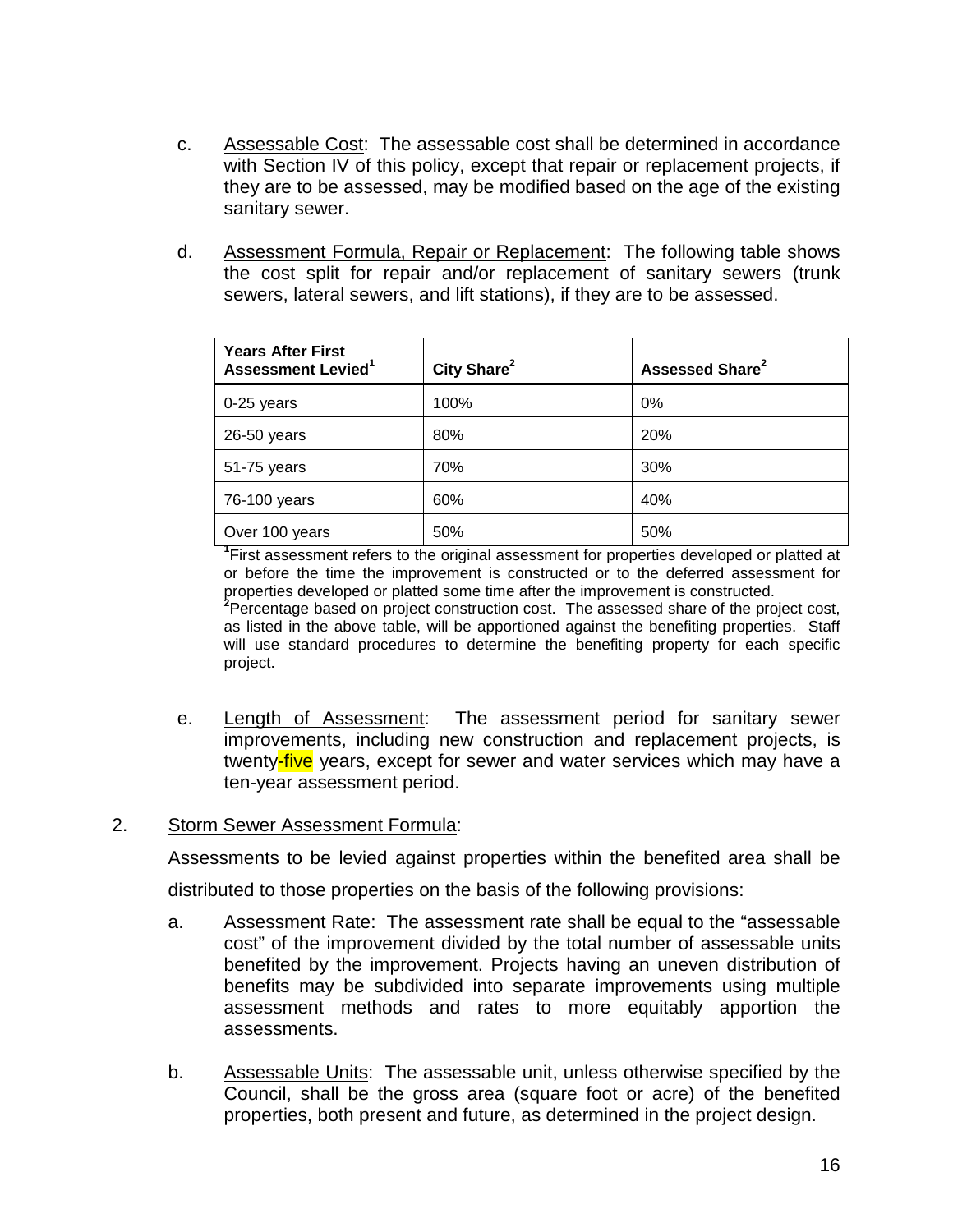c. Assessable Cost: The assessable cost shall be determined in accordance with Section IV of this policy, except that repair or replacement projects, if they are to be assessed, may be modified based on the age of the existing sanitary sewer.

d. Assessment Formula, Repair or Replacement: The following table shows the cost split for repair and/or replacement of sanitary sewers (trunk sewers, lateral sewers, and lift stations), if they are to be assessed.

| Years After First Assessment Levied[1] | City Share[2] | Assessed Share[2] |
|---|---|---|
| 0-25 years | 100% | 0% |
| 26-50 years | 80% | 20% |
| 51-75 years | 70% | 30% |
| 76-100 years | 60% | 40% |
| Over 100 years | 50% | 50% |

[1]First assessment refers to the original assessment for properties developed or platted at or before the time the improvement is constructed or to the deferred assessment for properties developed or platted some time after the improvement is constructed.
[2]Percentage based on project construction cost. The assessed share of the project cost, as listed in the above table, will be apportioned against the benefiting properties. Staff will use standard procedures to determine the benefiting property for each specific project.

e. Length of Assessment: The assessment period for sanitary sewer improvements, including new construction and replacement projects, is twenty-five years, except for sewer and water services which may have a ten-year assessment period.

2. Storm Sewer Assessment Formula:

Assessments to be levied against properties within the benefited area shall be distributed to those properties on the basis of the following provisions:

a. Assessment Rate: The assessment rate shall be equal to the "assessable cost" of the improvement divided by the total number of assessable units benefited by the improvement. Projects having an uneven distribution of benefits may be subdivided into separate improvements using multiple assessment methods and rates to more equitably apportion the assessments.

b. Assessable Units: The assessable unit, unless otherwise specified by the Council, shall be the gross area (square foot or acre) of the benefited properties, both present and future, as determined in the project design.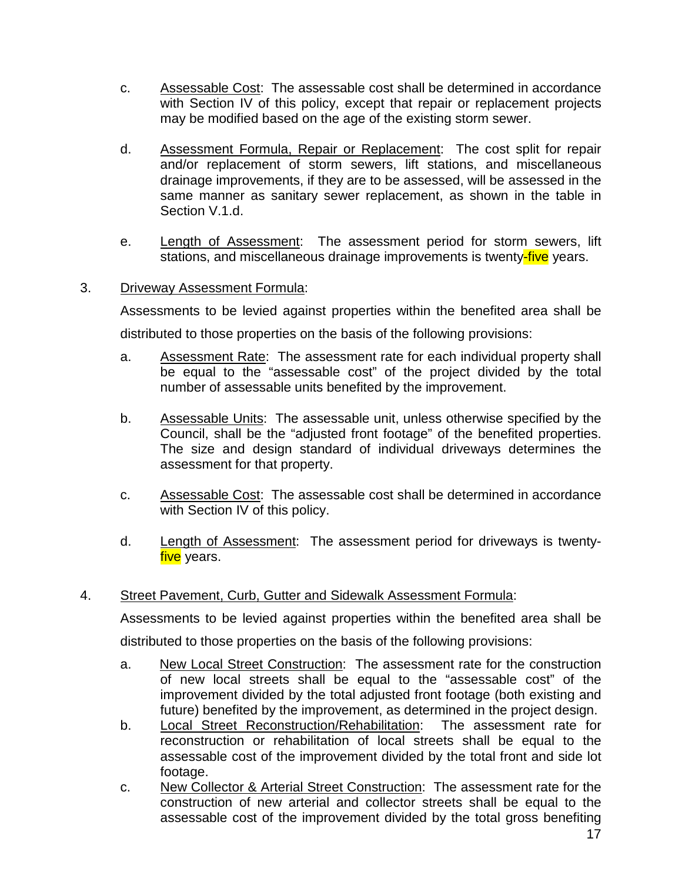c. <u>Assessable Cost</u>: The assessable cost shall be determined in accordance with Section IV of this policy, except that repair or replacement projects may be modified based on the age of the existing storm sewer.

d. <u>Assessment Formula, Repair or Replacement</u>: The cost split for repair and/or replacement of storm sewers, lift stations, and miscellaneous drainage improvements, if they are to be assessed, will be assessed in the same manner as sanitary sewer replacement, as shown in the table in Section V.1.d.

e. <u>Length of Assessment</u>: The assessment period for storm sewers, lift stations, and miscellaneous drainage improvements is twenty-five years.

3. <u>Driveway Assessment Formula</u>:

Assessments to be levied against properties within the benefited area shall be distributed to those properties on the basis of the following provisions:

a. <u>Assessment Rate</u>: The assessment rate for each individual property shall be equal to the "assessable cost" of the project divided by the total number of assessable units benefited by the improvement.

b. <u>Assessable Units</u>: The assessable unit, unless otherwise specified by the Council, shall be the "adjusted front footage" of the benefited properties. The size and design standard of individual driveways determines the assessment for that property.

c. <u>Assessable Cost</u>: The assessable cost shall be determined in accordance with Section IV of this policy.

d. <u>Length of Assessment</u>: The assessment period for driveways is twenty-five years.

4. <u>Street Pavement, Curb, Gutter and Sidewalk Assessment Formula</u>:

Assessments to be levied against properties within the benefited area shall be distributed to those properties on the basis of the following provisions:

a. <u>New Local Street Construction</u>: The assessment rate for the construction of new local streets shall be equal to the "assessable cost" of the improvement divided by the total adjusted front footage (both existing and future) benefited by the improvement, as determined in the project design.

b. <u>Local Street Reconstruction/Rehabilitation</u>: The assessment rate for reconstruction or rehabilitation of local streets shall be equal to the assessable cost of the improvement divided by the total front and side lot footage.

c. <u>New Collector & Arterial Street Construction</u>: The assessment rate for the construction of new arterial and collector streets shall be equal to the assessable cost of the improvement divided by the total gross benefiting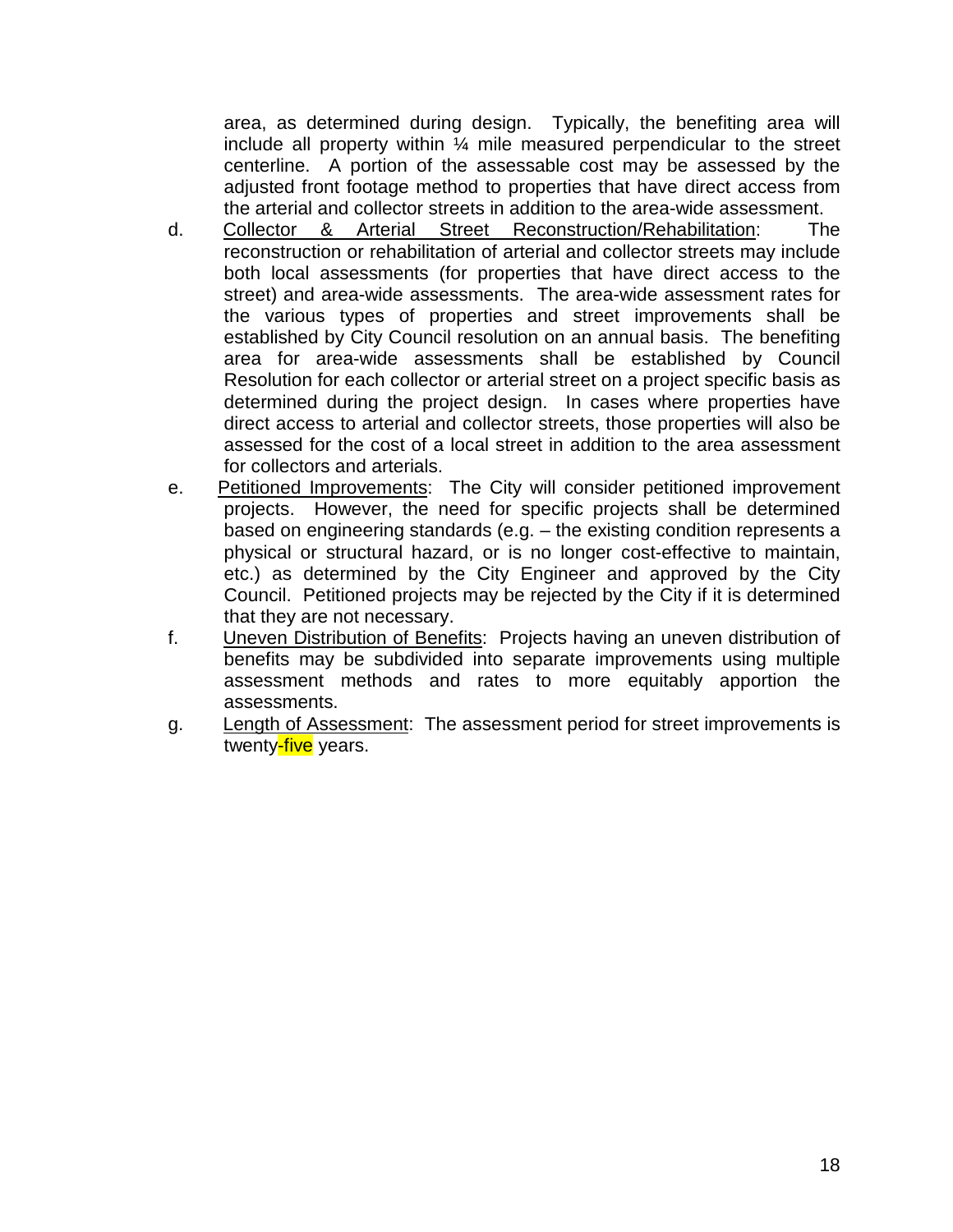area, as determined during design. Typically, the benefiting area will include all property within ¼ mile measured perpendicular to the street centerline. A portion of the assessable cost may be assessed by the adjusted front footage method to properties that have direct access from the arterial and collector streets in addition to the area-wide assessment.

d. Collector & Arterial Street Reconstruction/Rehabilitation: The reconstruction or rehabilitation of arterial and collector streets may include both local assessments (for properties that have direct access to the street) and area-wide assessments. The area-wide assessment rates for the various types of properties and street improvements shall be established by City Council resolution on an annual basis. The benefiting area for area-wide assessments shall be established by Council Resolution for each collector or arterial street on a project specific basis as determined during the project design. In cases where properties have direct access to arterial and collector streets, those properties will also be assessed for the cost of a local street in addition to the area assessment for collectors and arterials.

e. Petitioned Improvements: The City will consider petitioned improvement projects. However, the need for specific projects shall be determined based on engineering standards (e.g. – the existing condition represents a physical or structural hazard, or is no longer cost-effective to maintain, etc.) as determined by the City Engineer and approved by the City Council. Petitioned projects may be rejected by the City if it is determined that they are not necessary.

f. Uneven Distribution of Benefits: Projects having an uneven distribution of benefits may be subdivided into separate improvements using multiple assessment methods and rates to more equitably apportion the assessments.

g. Length of Assessment: The assessment period for street improvements is twenty-five years.